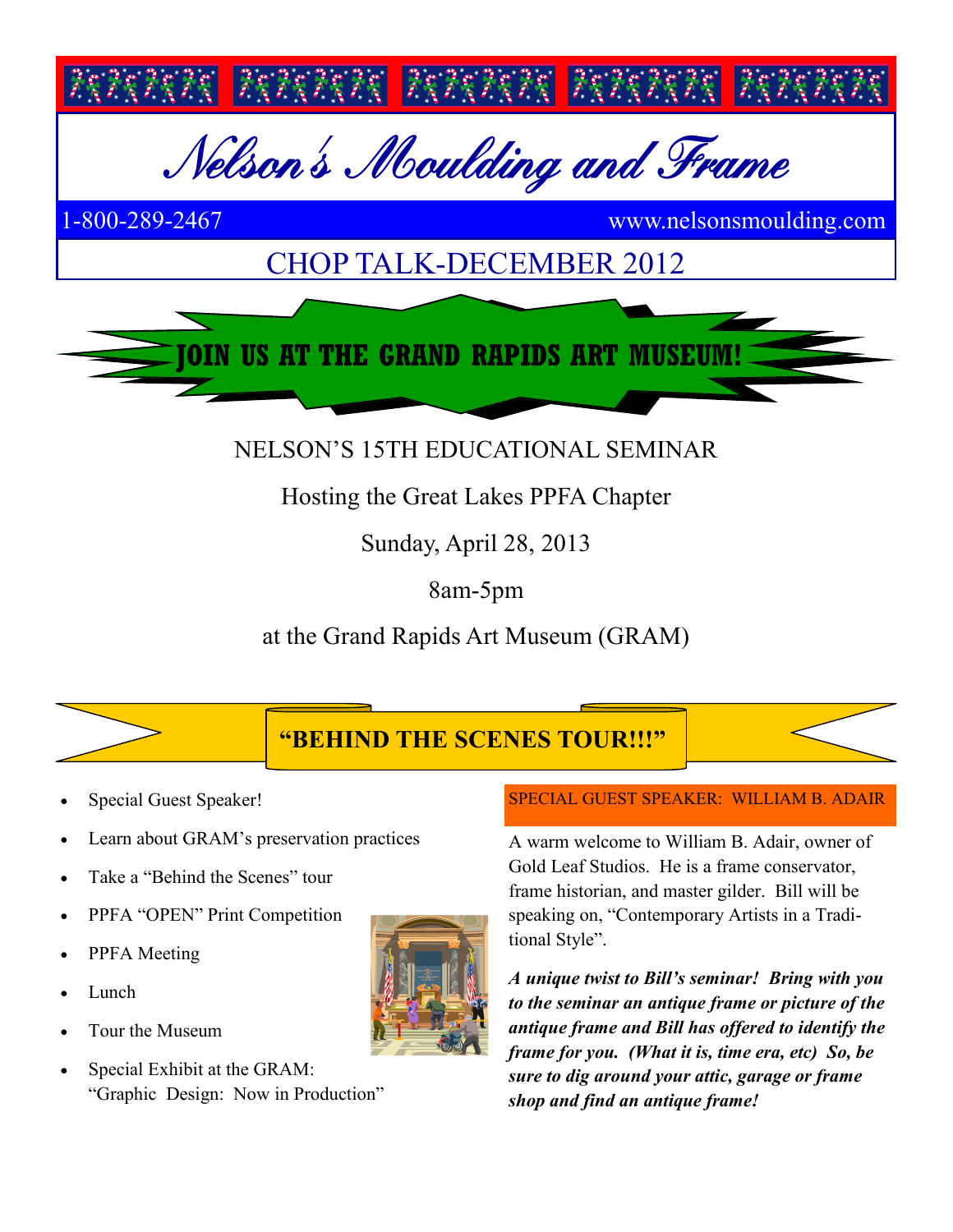# Nelson's Moulding and Frame

1-800-289-2467 www.nelsonsmoulding.com

## CHOP TALK-DECEMBER 2012

## JOIN US AT THE GRAND RAPIDS ART MUSEUM!

NELSON'S 15TH EDUCATIONAL SEMINAR

Hosting the Great Lakes PPFA Chapter

Sunday, April 28, 2013

8am-5pm

at the Grand Rapids Art Museum (GRAM)

## "BEHIND THE SCENES TOUR!!!"

- Special Guest Speaker!
- Learn about GRAM's preservation practices
- Take a "Behind the Scenes" tour
- PPFA "OPEN" Print Competition
- PPFA Meeting
- Lunch
- Tour the Museum
- Special Exhibit at the GRAM: "Graphic Design: Now in Production"

### SPECIAL GUEST SPEAKER: WILLIAM B. ADAIR

A warm welcome to William B. Adair, owner of Gold Leaf Studios. He is a frame conservator, frame historian, and master gilder. Bill will be speaking on, "Contemporary Artists in a Traditional Style".

***A unique twist to Bill's seminar! Bring with you to the seminar an antique frame or picture of the antique frame and Bill has offered to identify the frame for you. (What it is, time era, etc) So, be sure to dig around your attic, garage or frame shop and find an antique frame!***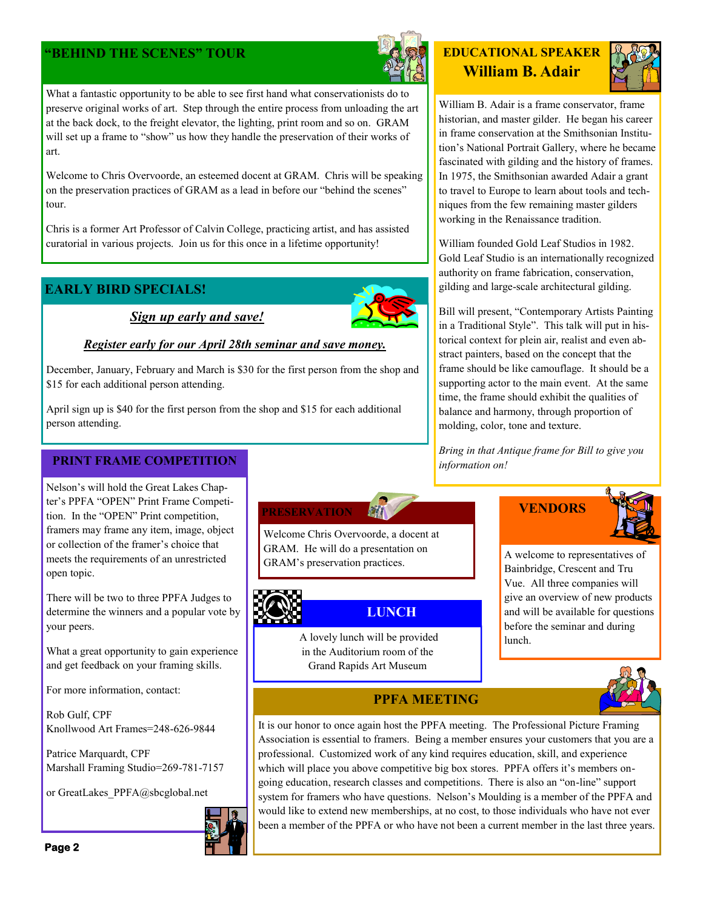## "BEHIND THE SCENES" TOUR

What a fantastic opportunity to be able to see first hand what conservationists do to preserve original works of art. Step through the entire process from unloading the art at the back dock, to the freight elevator, to the lighting, print room and so on. GRAM will set up a frame to "show" us how they handle the preservation of their works of art.

Welcome to Chris Overvoorde, an esteemed docent at GRAM. Chris will be speaking on the preservation practices of GRAM as a lead in before our "behind the scenes" tour.

Chris is a former Art Professor of Calvin College, practicing artist, and has assisted curatorial in various projects. Join us for this once in a lifetime opportunity!

## EARLY BIRD SPECIALS!

***Sign up early and save!***

***Register early for our April 28th seminar and save money.***

December, January, February and March is $30 for the first person from the shop and $15 for each additional person attending.

April sign up is $40 for the first person from the shop and $15 for each additional person attending.

## PRINT FRAME COMPETITION

Nelson's will hold the Great Lakes Chapter's PPFA "OPEN" Print Frame Competition. In the "OPEN" Print competition, framers may frame any item, image, object or collection of the framer's choice that meets the requirements of an unrestricted open topic.

There will be two to three PPFA Judges to determine the winners and a popular vote by your peers.

What a great opportunity to gain experience and get feedback on your framing skills.

For more information, contact:

Rob Gulf, CPF
Knollwood Art Frames=248-626-9844

Patrice Marquardt, CPF
Marshall Framing Studio=269-781-7157

or GreatLakes_PPFA@sbcglobal.net

## EDUCATIONAL SPEAKER
## William B. Adair

William B. Adair is a frame conservator, frame historian, and master gilder. He began his career in frame conservation at the Smithsonian Institution's National Portrait Gallery, where he became fascinated with gilding and the history of frames. In 1975, the Smithsonian awarded Adair a grant to travel to Europe to learn about tools and techniques from the few remaining master gilders working in the Renaissance tradition.

William founded Gold Leaf Studios in 1982. Gold Leaf Studio is an internationally recognized authority on frame fabrication, conservation, gilding and large-scale architectural gilding.

Bill will present, "Contemporary Artists Painting in a Traditional Style". This talk will put in historical context for plein air, realist and even abstract painters, based on the concept that the frame should be like camouflage. It should be a supporting actor to the main event. At the same time, the frame should exhibit the qualities of balance and harmony, through proportion of molding, color, tone and texture.

*Bring in that Antique frame for Bill to give you information on!*

## PRESERVATION

Welcome Chris Overvoorde, a docent at GRAM. He will do a presentation on GRAM's preservation practices.

## LUNCH

A lovely lunch will be provided in the Auditorium room of the Grand Rapids Art Museum

## VENDORS

A welcome to representatives of Bainbridge, Crescent and Tru Vue. All three companies will give an overview of new products and will be available for questions before the seminar and during lunch.

## PPFA MEETING

It is our honor to once again host the PPFA meeting. The Professional Picture Framing Association is essential to framers. Being a member ensures your customers that you are a professional. Customized work of any kind requires education, skill, and experience which will place you above competitive big box stores. PPFA offers it's members on-going education, research classes and competitions. There is also an "on-line" support system for framers who have questions. Nelson's Moulding is a member of the PPFA and would like to extend new memberships, at no cost, to those individuals who have not ever been a member of the PPFA or who have not been a current member in the last three years.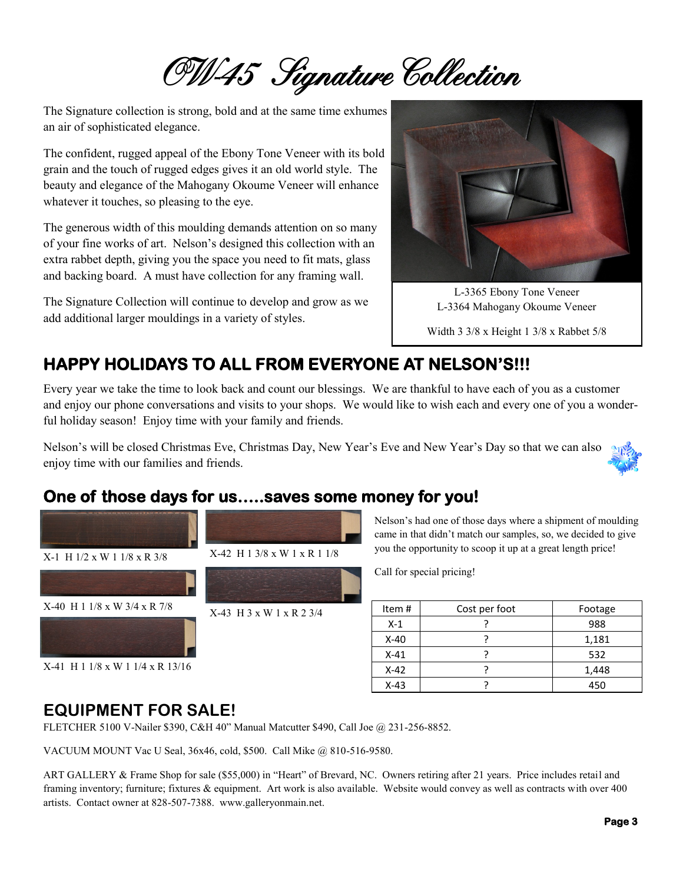# OW-45 Signature Collection

The Signature collection is strong, bold and at the same time exhumes an air of sophisticated elegance.

The confident, rugged appeal of the Ebony Tone Veneer with its bold grain and the touch of rugged edges gives it an old world style. The beauty and elegance of the Mahogany Okoume Veneer will enhance whatever it touches, so pleasing to the eye.

The generous width of this moulding demands attention on so many of your fine works of art. Nelson's designed this collection with an extra rabbet depth, giving you the space you need to fit mats, glass and backing board. A must have collection for any framing wall.

The Signature Collection will continue to develop and grow as we add additional larger mouldings in a variety of styles.

L-3365 Ebony Tone Veneer
L-3364 Mahogany Okoume Veneer

Width 3 3/8 x Height 1 3/8 x Rabbet 5/8

## HAPPY HOLIDAYS TO ALL FROM EVERYONE AT NELSON'S!!!

Every year we take the time to look back and count our blessings. We are thankful to have each of you as a customer and enjoy our phone conversations and visits to your shops. We would like to wish each and every one of you a wonderful holiday season! Enjoy time with your family and friends.

Nelson's will be closed Christmas Eve, Christmas Day, New Year's Eve and New Year's Day so that we can also enjoy time with our families and friends.

## One of those days for us.....saves some money for you!

X-1 H 1/2 x W 1 1/8 x R 3/8

X-40 H 1 1/8 x W 3/4 x R 7/8

X-41 H 1 1/8 x W 1 1/4 x R 13/16

X-42 H 1 3/8 x W 1 x R 1 1/8

X-43 H 3 x W 1 x R 2 3/4

Nelson's had one of those days where a shipment of moulding came in that didn't match our samples, so, we decided to give you the opportunity to scoop it up at a great length price!

Call for special pricing!

| Item # | Cost per foot | Footage |
|---|---|---|
| X-1 | ? | 988 |
| X-40 | ? | 1,181 |
| X-41 | ? | 532 |
| X-42 | ? | 1,448 |
| X-43 | ? | 450 |

## EQUIPMENT FOR SALE!

FLETCHER 5100 V-Nailer $390, C&H 40" Manual Matcutter $490, Call Joe @ 231-256-8852.

VACUUM MOUNT Vac U Seal, 36x46, cold, $500. Call Mike @ 810-516-9580.

ART GALLERY & Frame Shop for sale ($55,000) in "Heart" of Brevard, NC. Owners retiring after 21 years. Price includes retail and framing inventory; furniture; fixtures & equipment. Art work is also available. Website would convey as well as contracts with over 400 artists. Contact owner at 828-507-7388. www.galleryonmain.net.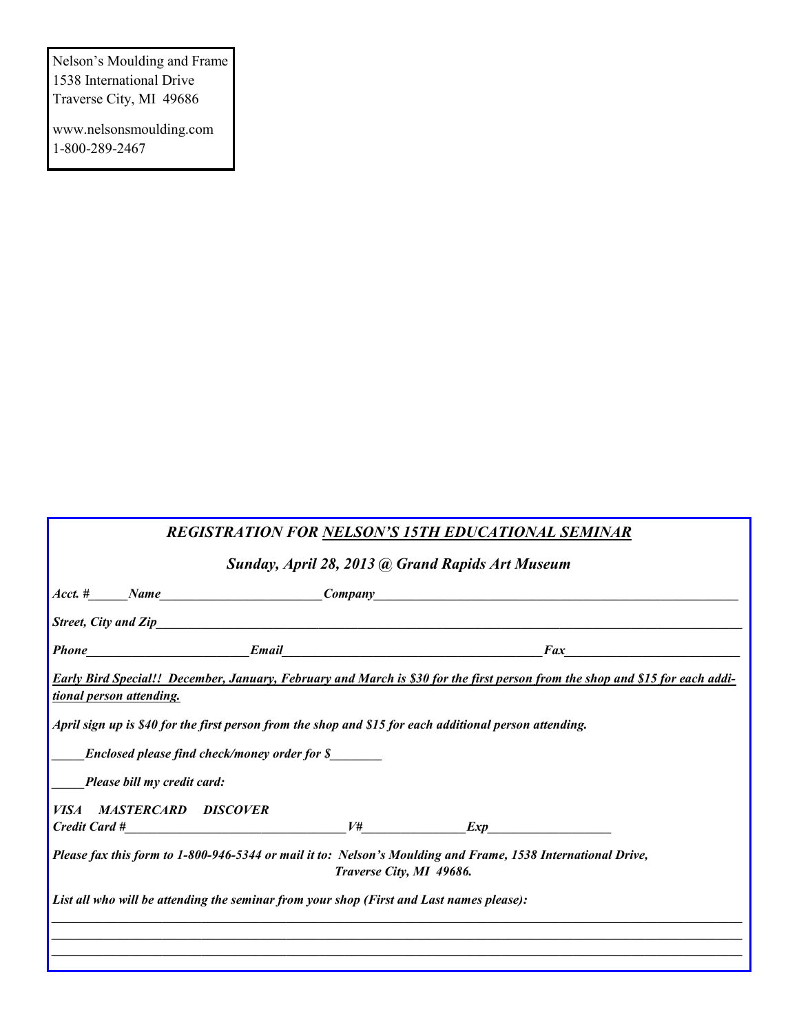Nelson's Moulding and Frame
1538 International Drive
Traverse City, MI 49686

www.nelsonsmoulding.com
1-800-289-2467

## *REGISTRATION FOR NELSON'S 15TH EDUCATIONAL SEMINAR*

### *Sunday, April 28, 2013 @ Grand Rapids Art Museum*

***Acct. #______Name_________________________Company________________________________________***

***Street, City and Zip___________________________________________________________________***

***Phone_________________________Email_______________________________Fax____________________***

***Early Bird Special!! December, January, February and March is $30 for the first person from the shop and $15 for each additional person attending.***

***April sign up is $40 for the first person from the shop and $15 for each additional person attending.***

***_____Enclosed please find check/money order for $________***

***_____Please bill my credit card:***

***VISA MASTERCARD DISCOVER***
***Credit Card #__________________________________V#________________Exp___________________***

***Please fax this form to 1-800-946-5344 or mail it to: Nelson's Moulding and Frame, 1538 International Drive, Traverse City, MI 49686.***

***List all who will be attending the seminar from your shop (First and Last names please):***

______________________________________________________________________________________

______________________________________________________________________________________

______________________________________________________________________________________